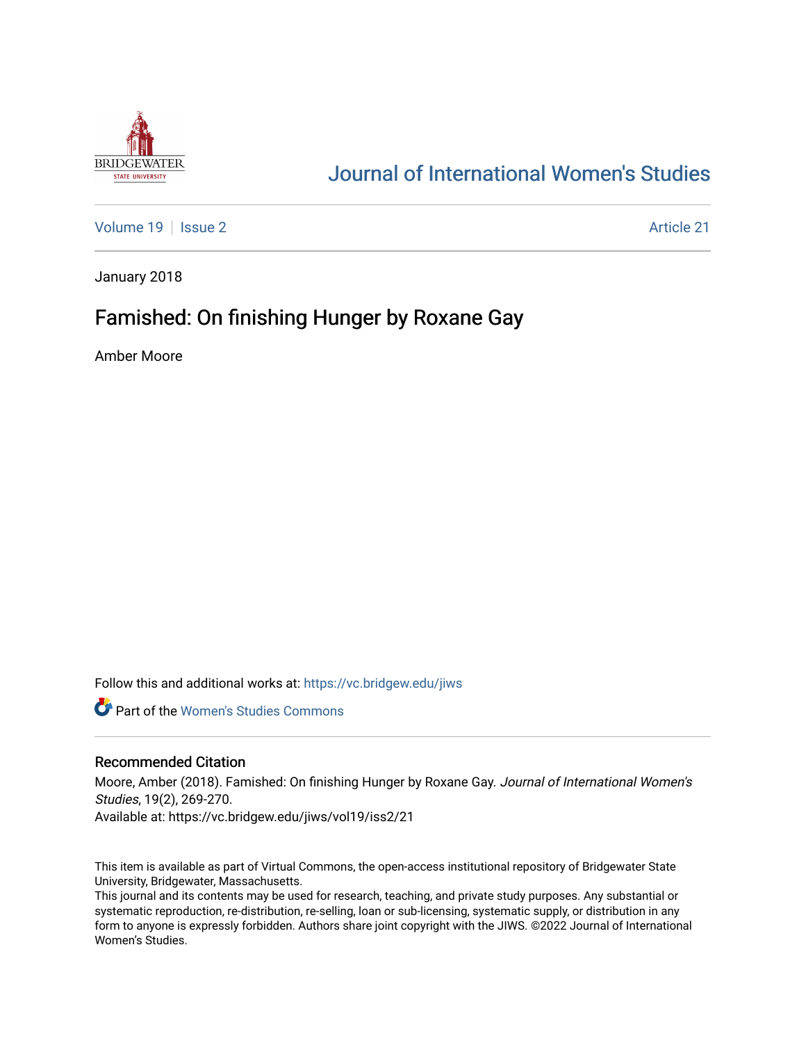Journal of International Women's Studies

Volume 19 | Issue 2 | Article 21

January 2018

# Famished: On finishing Hunger by Roxane Gay

Amber Moore

Follow this and additional works at: https://vc.bridgew.edu/jiws

Part of the Women's Studies Commons

## Recommended Citation

Moore, Amber (2018). Famished: On finishing Hunger by Roxane Gay. *Journal of International Women's Studies*, 19(2), 269-270.
Available at: https://vc.bridgew.edu/jiws/vol19/iss2/21

This item is available as part of Virtual Commons, the open-access institutional repository of Bridgewater State University, Bridgewater, Massachusetts.
This journal and its contents may be used for research, teaching, and private study purposes. Any substantial or systematic reproduction, re-distribution, re-selling, loan or sub-licensing, systematic supply, or distribution in any form to anyone is expressly forbidden. Authors share joint copyright with the JIWS. ©2022 Journal of International Women's Studies.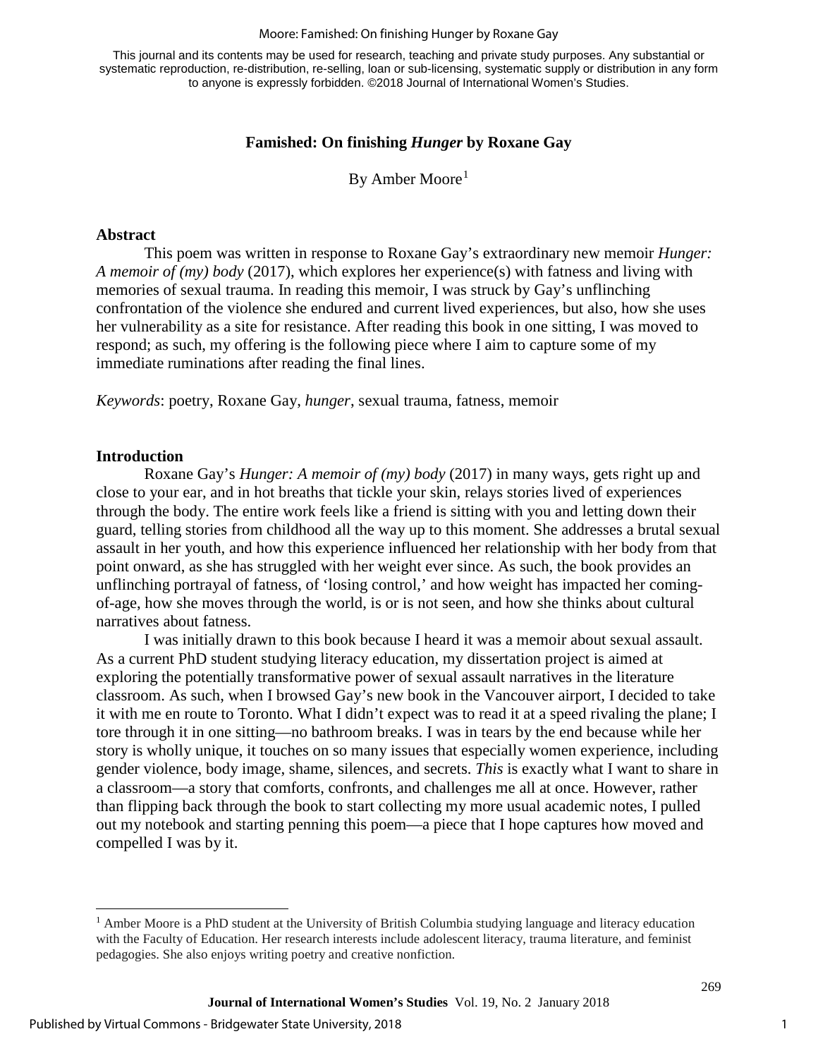This journal and its contents may be used for research, teaching and private study purposes. Any substantial or systematic reproduction, re-distribution, re-selling, loan or sub-licensing, systematic supply or distribution in any form to anyone is expressly forbidden. ©2018 Journal of International Women's Studies.

# Famished: On finishing *Hunger* by Roxane Gay

By Amber Moore[1]

## Abstract

This poem was written in response to Roxane Gay's extraordinary new memoir *Hunger: A memoir of (my) body* (2017), which explores her experience(s) with fatness and living with memories of sexual trauma. In reading this memoir, I was struck by Gay's unflinching confrontation of the violence she endured and current lived experiences, but also, how she uses her vulnerability as a site for resistance. After reading this book in one sitting, I was moved to respond; as such, my offering is the following piece where I aim to capture some of my immediate ruminations after reading the final lines.

*Keywords*: poetry, Roxane Gay, *hunger*, sexual trauma, fatness, memoir

## Introduction

Roxane Gay's *Hunger: A memoir of (my) body* (2017) in many ways, gets right up and close to your ear, and in hot breaths that tickle your skin, relays stories lived of experiences through the body. The entire work feels like a friend is sitting with you and letting down their guard, telling stories from childhood all the way up to this moment. She addresses a brutal sexual assault in her youth, and how this experience influenced her relationship with her body from that point onward, as she has struggled with her weight ever since. As such, the book provides an unflinching portrayal of fatness, of 'losing control,' and how weight has impacted her coming-of-age, how she moves through the world, is or is not seen, and how she thinks about cultural narratives about fatness.

I was initially drawn to this book because I heard it was a memoir about sexual assault. As a current PhD student studying literacy education, my dissertation project is aimed at exploring the potentially transformative power of sexual assault narratives in the literature classroom. As such, when I browsed Gay's new book in the Vancouver airport, I decided to take it with me en route to Toronto. What I didn't expect was to read it at a speed rivaling the plane; I tore through it in one sitting—no bathroom breaks. I was in tears by the end because while her story is wholly unique, it touches on so many issues that especially women experience, including gender violence, body image, shame, silences, and secrets. *This* is exactly what I want to share in a classroom—a story that comforts, confronts, and challenges me all at once. However, rather than flipping back through the book to start collecting my more usual academic notes, I pulled out my notebook and starting penning this poem—a piece that I hope captures how moved and compelled I was by it.

[1] Amber Moore is a PhD student at the University of British Columbia studying language and literacy education with the Faculty of Education. Her research interests include adolescent literacy, trauma literature, and feminist pedagogies. She also enjoys writing poetry and creative nonfiction.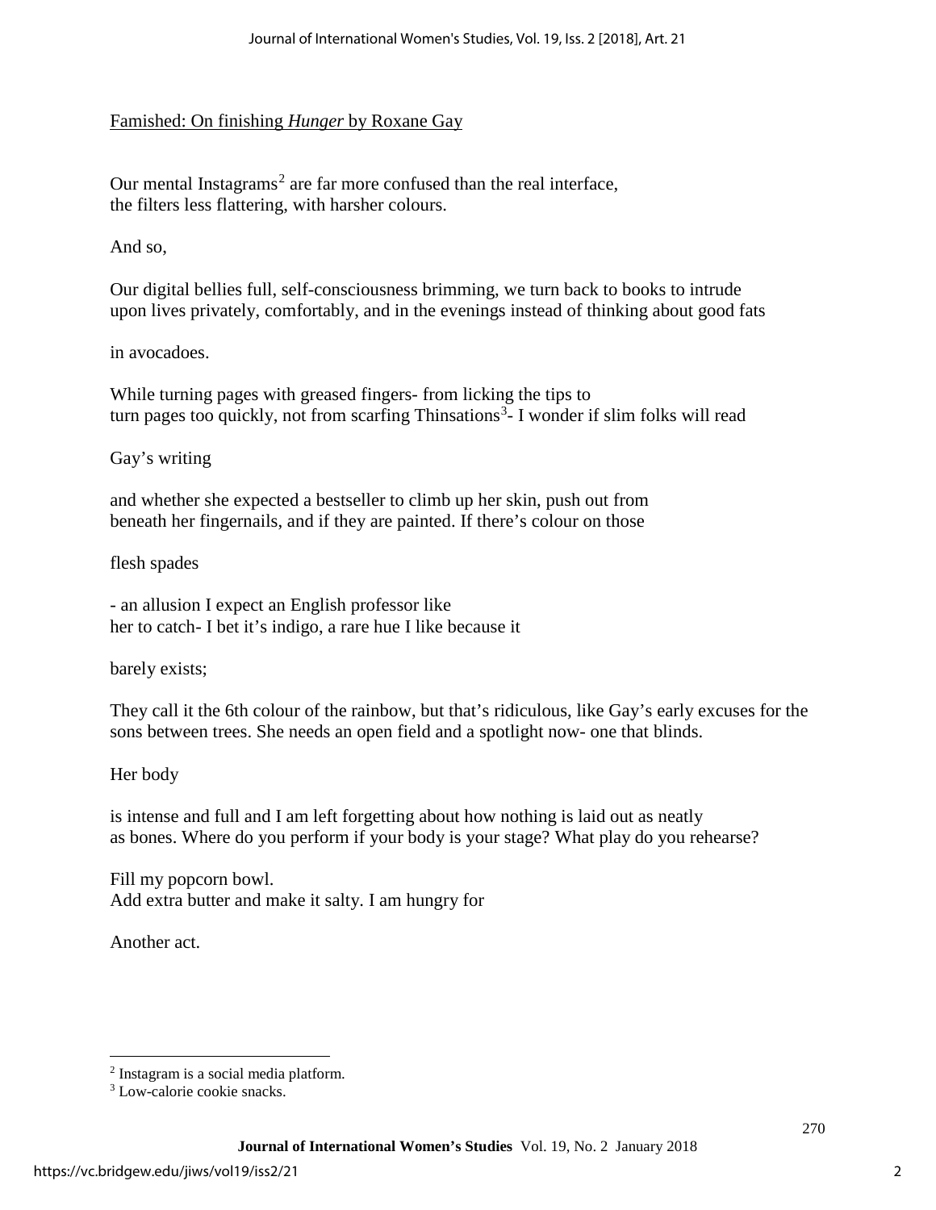Famished: On finishing *Hunger* by Roxane Gay

Our mental Instagrams[2] are far more confused than the real interface,
the filters less flattering, with harsher colours.

And so,

Our digital bellies full, self-consciousness brimming, we turn back to books to intrude
upon lives privately, comfortably, and in the evenings instead of thinking about good fats

in avocadoes.

While turning pages with greased fingers- from licking the tips to
turn pages too quickly, not from scarfing Thinsations[3]- I wonder if slim folks will read

Gay's writing

and whether she expected a bestseller to climb up her skin, push out from
beneath her fingernails, and if they are painted. If there's colour on those

flesh spades

- an allusion I expect an English professor like
her to catch- I bet it's indigo, a rare hue I like because it

barely exists;

They call it the 6th colour of the rainbow, but that's ridiculous, like Gay's early excuses for the
sons between trees. She needs an open field and a spotlight now- one that blinds.

Her body

is intense and full and I am left forgetting about how nothing is laid out as neatly
as bones. Where do you perform if your body is your stage? What play do you rehearse?

Fill my popcorn bowl.
Add extra butter and make it salty. I am hungry for

Another act.

---

[2] Instagram is a social media platform.

[3] Low-calorie cookie snacks.